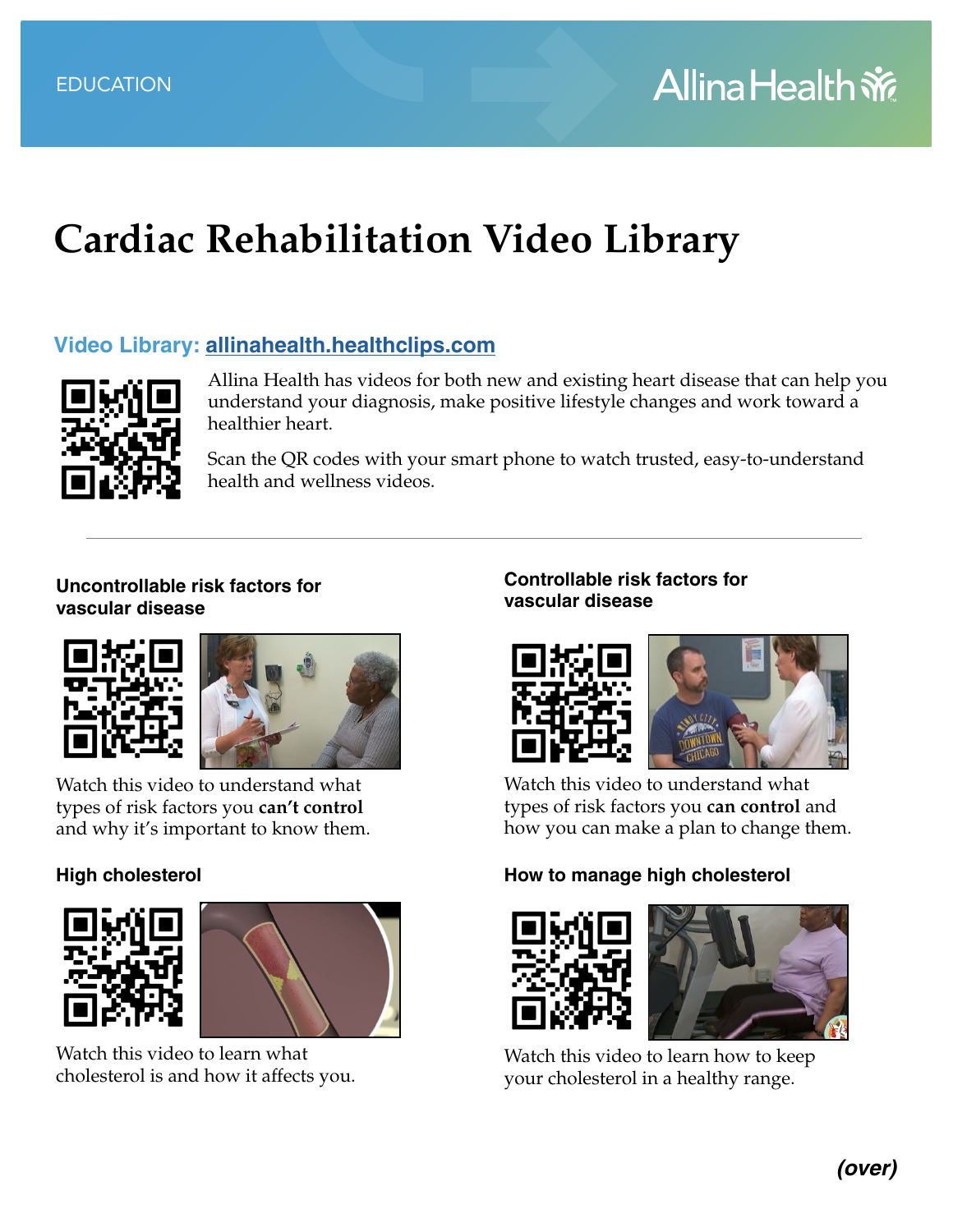EDUCATION

Allina Health

# Cardiac Rehabilitation Video Library

## Video Library: allinahealth.healthclips.com

Allina Health has videos for both new and existing heart disease that can help you understand your diagnosis, make positive lifestyle changes and work toward a healthier heart.

Scan the QR codes with your smart phone to watch trusted, easy-to-understand health and wellness videos.

### Uncontrollable risk factors for vascular disease

Watch this video to understand what types of risk factors you **can't control** and why it's important to know them.

### Controllable risk factors for vascular disease

Watch this video to understand what types of risk factors you **can control** and how you can make a plan to change them.

### High cholesterol

Watch this video to learn what cholesterol is and how it affects you.

### How to manage high cholesterol

Watch this video to learn how to keep your cholesterol in a healthy range.

***(over)***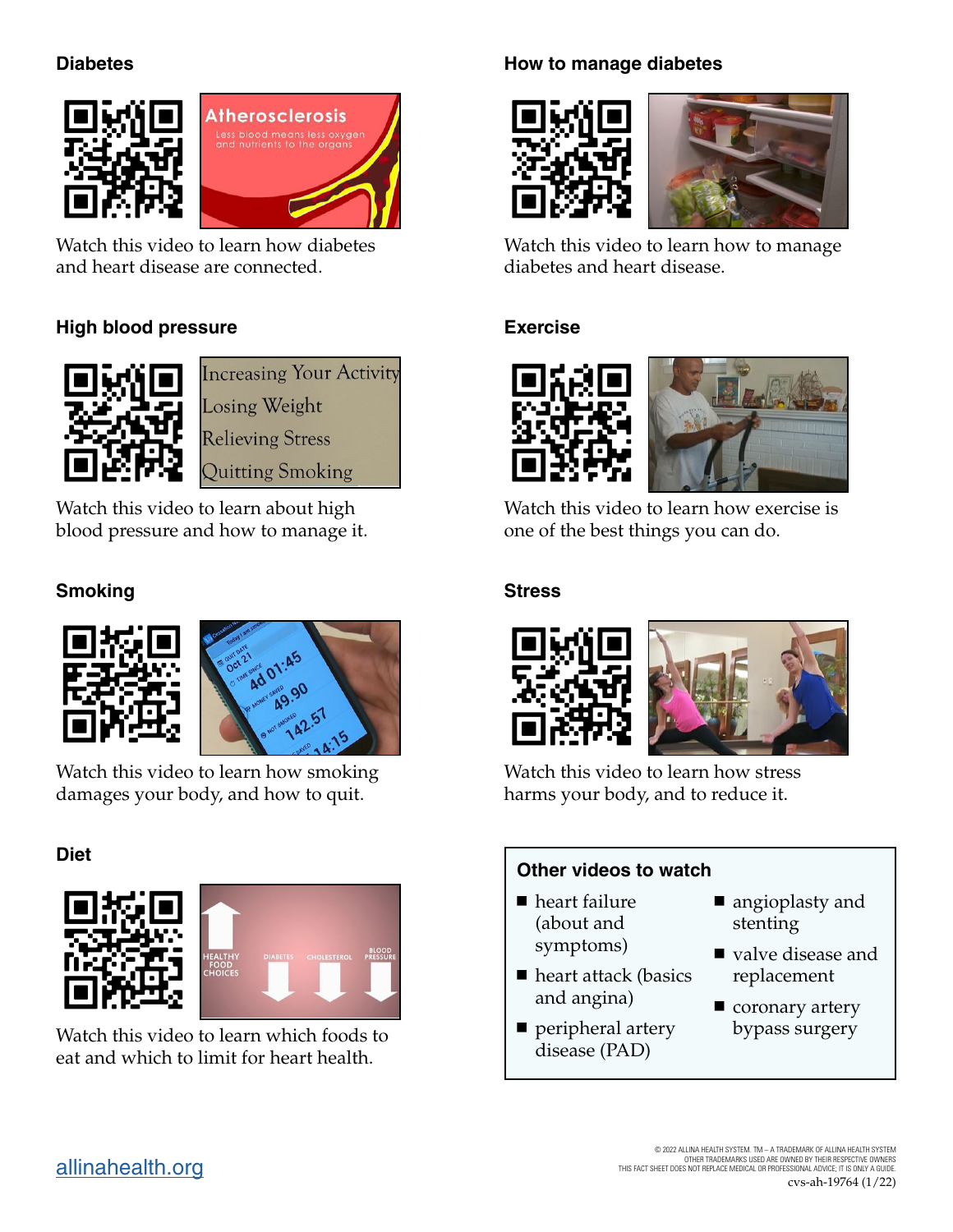### Diabetes

Watch this video to learn how diabetes and heart disease are connected.

### How to manage diabetes

Watch this video to learn how to manage diabetes and heart disease.

### High blood pressure

Watch this video to learn about high blood pressure and how to manage it.

### Exercise

Watch this video to learn how exercise is one of the best things you can do.

### Smoking

Watch this video to learn how smoking damages your body, and how to quit.

### Stress

Watch this video to learn how stress harms your body, and to reduce it.

### Diet

Watch this video to learn which foods to eat and which to limit for heart health.

### Other videos to watch

- heart failure (about and symptoms)
- heart attack (basics and angina)
- peripheral artery disease (PAD)
- angioplasty and stenting
- valve disease and replacement
- coronary artery bypass surgery

allinahealth.org

© 2022 ALLINA HEALTH SYSTEM. TM – A TRADEMARK OF ALLINA HEALTH SYSTEM
OTHER TRADEMARKS USED ARE OWNED BY THEIR RESPECTIVE OWNERS
THIS FACT SHEET DOES NOT REPLACE MEDICAL OR PROFESSIONAL ADVICE; IT IS ONLY A GUIDE.
cvs-ah-19764 (1/22)